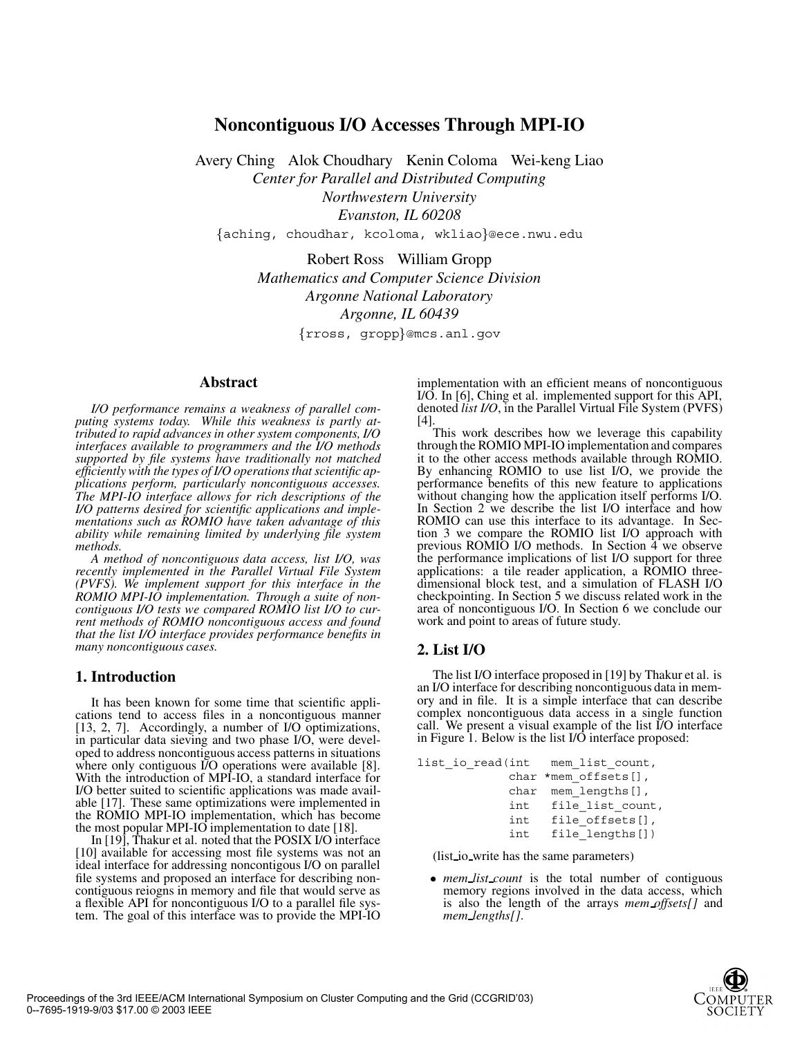# Noncontiguous I/O Accesses Through MPI-IO

Avery Ching  Alok Choudhary  Kenin Coloma  Wei-keng Liao
*Center for Parallel and Distributed Computing*
*Northwestern University*
*Evanston, IL 60208*
{aching, choudhar, kcoloma, wkliao}@ece.nwu.edu

Robert Ross  William Gropp
*Mathematics and Computer Science Division*
*Argonne National Laboratory*
*Argonne, IL 60439*
{rross, gropp}@mcs.anl.gov

## Abstract

*I/O performance remains a weakness of parallel computing systems today. While this weakness is partly attributed to rapid advances in other system components, I/O interfaces available to programmers and the I/O methods supported by file systems have traditionally not matched efficiently with the types of I/O operations that scientific applications perform, particularly noncontiguous accesses. The MPI-IO interface allows for rich descriptions of the I/O patterns desired for scientific applications and implementations such as ROMIO have taken advantage of this ability while remaining limited by underlying file system methods.*

*A method of noncontiguous data access, list I/O, was recently implemented in the Parallel Virtual File System (PVFS). We implement support for this interface in the ROMIO MPI-IO implementation. Through a suite of noncontiguous I/O tests we compared ROMIO list I/O to current methods of ROMIO noncontiguous access and found that the list I/O interface provides performance benefits in many noncontiguous cases.*

## 1. Introduction

It has been known for some time that scientific applications tend to access files in a noncontiguous manner [13, 2, 7]. Accordingly, a number of I/O optimizations, in particular data sieving and two phase I/O, were developed to address noncontiguous access patterns in situations where only contiguous I/O operations were available [8]. With the introduction of MPI-IO, a standard interface for I/O better suited to scientific applications was made available [17]. These same optimizations were implemented in the ROMIO MPI-IO implementation, which has become the most popular MPI-IO implementation to date [18].

In [19], Thakur et al. noted that the POSIX I/O interface [10] available for accessing most file systems was not an ideal interface for addressing noncontigous I/O on parallel file systems and proposed an interface for describing noncontiguous reiogns in memory and file that would serve as a flexible API for noncontiguous I/O to a parallel file system. The goal of this interface was to provide the MPI-IO implementation with an efficient means of noncontiguous I/O. In [6], Ching et al. implemented support for this API, denoted *list I/O*, in the Parallel Virtual File System (PVFS) [4].

This work describes how we leverage this capability through the ROMIO MPI-IO implementation and compares it to the other access methods available through ROMIO. By enhancing ROMIO to use list I/O, we provide the performance benefits of this new feature to applications without changing how the application itself performs I/O. In Section 2 we describe the list I/O interface and how ROMIO can use this interface to its advantage. In Section 3 we compare the ROMIO list I/O approach with previous ROMIO I/O methods. In Section 4 we observe the performance implications of list I/O support for three applications: a tile reader application, a ROMIO three-dimensional block test, and a simulation of FLASH I/O checkpointing. In Section 5 we discuss related work in the area of noncontiguous I/O. In Section 6 we conclude our work and point to areas of future study.

## 2. List I/O

The list I/O interface proposed in [19] by Thakur et al. is an I/O interface for describing noncontiguous data in memory and in file. It is a simple interface that can describe complex noncontiguous data access in a single function call. We present a visual example of the list I/O interface in Figure 1. Below is the list I/O interface proposed:

```
list_io_read(int   mem_list_count,
             char *mem_offsets[],
             char  mem_lengths[],
             int   file_list_count,
             int   file_offsets[],
             int   file_lengths[])
```

(list_io_write has the same parameters)

- *mem_list_count* is the total number of contiguous memory regions involved in the data access, which is also the length of the arrays *mem_offsets[]* and *mem_lengths[]*.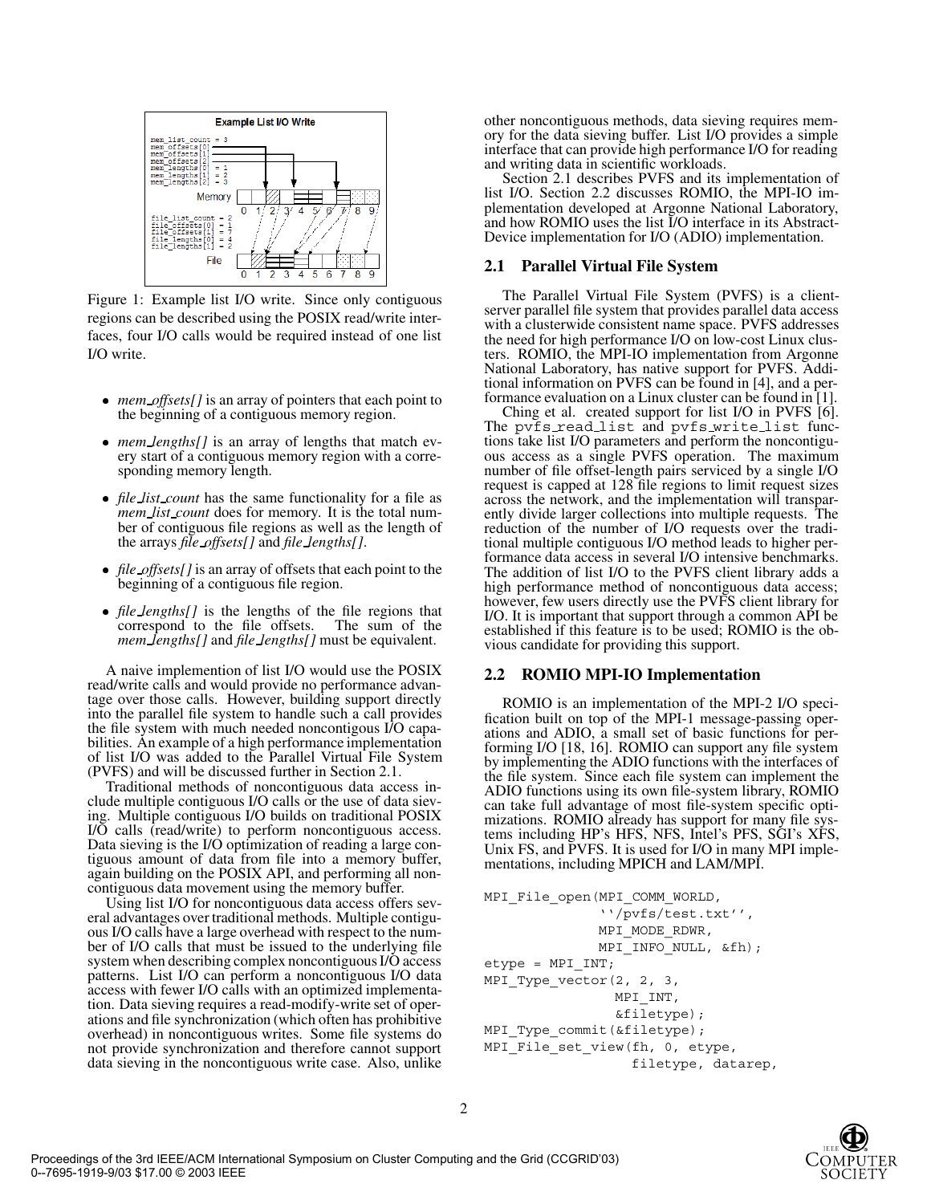Example List I/O Write

mem_list_count = 3
mem_offsets[0]
mem_offsets[1]
mem_offsets[2]
mem_lengths[0] = 1
mem_lengths[1] = 2
mem_lengths[2] = 3

Memory

0 1 2 3 4 5 6 7 8 9

file_list_count = 2
file_offsets[0] = 1
file_offsets[1] = 7
file_lengths[0] = 4
file_lengths[1] = 2

File

0 1 2 3 4 5 6 7 8 9

Figure 1: Example list I/O write. Since only contiguous regions can be described using the POSIX read/write interfaces, four I/O calls would be required instead of one list I/O write.

- *mem_offsets[]* is an array of pointers that each point to the beginning of a contiguous memory region.
- *mem_lengths[]* is an array of lengths that match every start of a contiguous memory region with a corresponding memory length.
- *file_list_count* has the same functionality for a file as *mem_list_count* does for memory. It is the total number of contiguous file regions as well as the length of the arrays *file_offsets[]* and *file_lengths[]*.
- *file_offsets[]* is an array of offsets that each point to the beginning of a contiguous file region.
- *file_lengths[]* is the lengths of the file regions that correspond to the file offsets. The sum of the *mem_lengths[]* and *file_lengths[]* must be equivalent.

A naive implemention of list I/O would use the POSIX read/write calls and would provide no performance advantage over those calls. However, building support directly into the parallel file system to handle such a call provides the file system with much needed noncontigous I/O capabilities. An example of a high performance implementation of list I/O was added to the Parallel Virtual File System (PVFS) and will be discussed further in Section 2.1.

Traditional methods of noncontiguous data access include multiple contiguous I/O calls or the use of data sieving. Multiple contiguous I/O builds on traditional POSIX I/O calls (read/write) to perform noncontiguous access. Data sieving is the I/O optimization of reading a large contiguous amount of data from file into a memory buffer, again building on the POSIX API, and performing all noncontiguous data movement using the memory buffer.

Using list I/O for noncontiguous data access offers several advantages over traditional methods. Multiple contiguous I/O calls have a large overhead with respect to the number of I/O calls that must be issued to the underlying file system when describing complex noncontiguous I/O access patterns. List I/O can perform a noncontiguous I/O data access with fewer I/O calls with an optimized implementation. Data sieving requires a read-modify-write set of operations and file synchronization (which often has prohibitive overhead) in noncontiguous writes. Some file systems do not provide synchronization and therefore cannot support data sieving in the noncontiguous write case. Also, unlike other noncontiguous methods, data sieving requires memory for the data sieving buffer. List I/O provides a simple interface that can provide high performance I/O for reading and writing data in scientific workloads.

Section 2.1 describes PVFS and its implementation of list I/O. Section 2.2 discusses ROMIO, the MPI-IO implementation developed at Argonne National Laboratory, and how ROMIO uses the list I/O interface in its Abstract-Device implementation for I/O (ADIO) implementation.

## 2.1 Parallel Virtual File System

The Parallel Virtual File System (PVFS) is a client-server parallel file system that provides parallel data access with a clusterwide consistent name space. PVFS addresses the need for high performance I/O on low-cost Linux clusters. ROMIO, the MPI-IO implementation from Argonne National Laboratory, has native support for PVFS. Additional information on PVFS can be found in [4], and a performance evaluation on a Linux cluster can be found in [1].

Ching et al. created support for list I/O in PVFS [6]. The `pvfs_read_list` and `pvfs_write_list` functions take list I/O parameters and perform the noncontiguous access as a single PVFS operation. The maximum number of file offset-length pairs serviced by a single I/O request is capped at 128 file regions to limit request sizes across the network, and the implementation will transparently divide larger collections into multiple requests. The reduction of the number of I/O requests over the traditional multiple contiguous I/O method leads to higher performance data access in several I/O intensive benchmarks. The addition of list I/O to the PVFS client library adds a high performance method of noncontiguous data access; however, few users directly use the PVFS client library for I/O. It is important that support through a common API be established if this feature is to be used; ROMIO is the obvious candidate for providing this support.

## 2.2 ROMIO MPI-IO Implementation

ROMIO is an implementation of the MPI-2 I/O specification built on top of the MPI-1 message-passing operations and ADIO, a small set of basic functions for performing I/O [18, 16]. ROMIO can support any file system by implementing the ADIO functions with the interfaces of the file system. Since each file system can implement the ADIO functions using its own file-system library, ROMIO can take full advantage of most file-system specific optimizations. ROMIO already has support for many file systems including HP's HFS, NFS, Intel's PFS, SGI's XFS, Unix FS, and PVFS. It is used for I/O in many MPI implementations, including MPICH and LAM/MPI.

```
MPI_File_open(MPI_COMM_WORLD,
              ''/pvfs/test.txt'',
              MPI_MODE_RDWR,
              MPI_INFO_NULL, &fh);
etype = MPI_INT;
MPI_Type_vector(2, 2, 3,
                MPI_INT,
                &filetype);
MPI_Type_commit(&filetype);
MPI_File_set_view(fh, 0, etype,
                  filetype, datarep,
```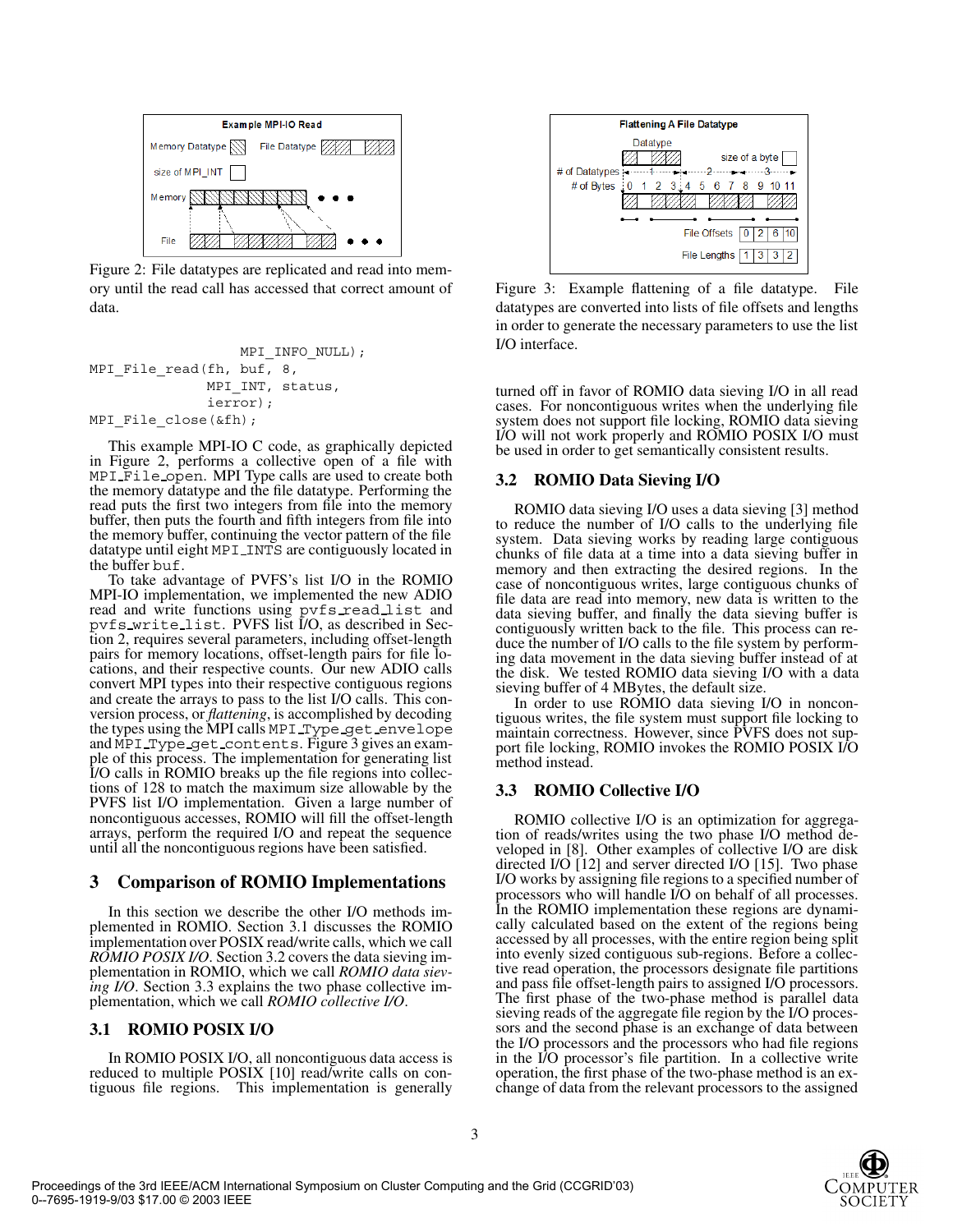Figure 2: File datatypes are replicated and read into memory until the read call has accessed that correct amount of data.

```
                    MPI_INFO_NULL);
MPI_File_read(fh, buf, 8,
              MPI_INT, status,
              ierror);
MPI_File_close(&fh);
```

This example MPI-IO C code, as graphically depicted in Figure 2, performs a collective open of a file with MPI_File_open. MPI Type calls are used to create both the memory datatype and the file datatype. Performing the read puts the first two integers from file into the memory buffer, then puts the fourth and fifth integers from file into the memory buffer, continuing the vector pattern of the file datatype until eight MPI_INTS are contiguously located in the buffer buf.

To take advantage of PVFS's list I/O in the ROMIO MPI-IO implementation, we implemented the new ADIO read and write functions using pvfs_read_list and pvfs_write_list. PVFS list I/O, as described in Section 2, requires several parameters, including offset-length pairs for memory locations, offset-length pairs for file locations, and their respective counts. Our new ADIO calls convert MPI types into their respective contiguous regions and create the arrays to pass to the list I/O calls. This conversion process, or *flattening*, is accomplished by decoding the types using the MPI calls MPI_Type_get_envelope and MPI_Type_get_contents. Figure 3 gives an example of this process. The implementation for generating list I/O calls in ROMIO breaks up the file regions into collections of 128 to match the maximum size allowable by the PVFS list I/O implementation. Given a large number of noncontiguous accesses, ROMIO will fill the offset-length arrays, perform the required I/O and repeat the sequence until all the noncontiguous regions have been satisfied.

## 3 Comparison of ROMIO Implementations

In this section we describe the other I/O methods implemented in ROMIO. Section 3.1 discusses the ROMIO implementation over POSIX read/write calls, which we call *ROMIO POSIX I/O*. Section 3.2 covers the data sieving implementation in ROMIO, which we call *ROMIO data sieving I/O*. Section 3.3 explains the two phase collective implementation, which we call *ROMIO collective I/O*.

### 3.1 ROMIO POSIX I/O

In ROMIO POSIX I/O, all noncontiguous data access is reduced to multiple POSIX [10] read/write calls on contiguous file regions. This implementation is generally

Figure 3: Example flattening of a file datatype. File datatypes are converted into lists of file offsets and lengths in order to generate the necessary parameters to use the list I/O interface.

turned off in favor of ROMIO data sieving I/O in all read cases. For noncontiguous writes when the underlying file system does not support file locking, ROMIO data sieving I/O will not work properly and ROMIO POSIX I/O must be used in order to get semantically consistent results.

### 3.2 ROMIO Data Sieving I/O

ROMIO data sieving I/O uses a data sieving [3] method to reduce the number of I/O calls to the underlying file system. Data sieving works by reading large contiguous chunks of file data at a time into a data sieving buffer in memory and then extracting the desired regions. In the case of noncontiguous writes, large contiguous chunks of file data are read into memory, new data is written to the data sieving buffer, and finally the data sieving buffer is contiguously written back to the file. This process can reduce the number of I/O calls to the file system by performing data movement in the data sieving buffer instead of at the disk. We tested ROMIO data sieving I/O with a data sieving buffer of 4 MBytes, the default size.

In order to use ROMIO data sieving I/O in noncontiguous writes, the file system must support file locking to maintain correctness. However, since PVFS does not support file locking, ROMIO invokes the ROMIO POSIX I/O method instead.

### 3.3 ROMIO Collective I/O

ROMIO collective I/O is an optimization for aggregation of reads/writes using the two phase I/O method developed in [8]. Other examples of collective I/O are disk directed I/O [12] and server directed I/O [15]. Two phase I/O works by assigning file regions to a specified number of processors who will handle I/O on behalf of all processes. In the ROMIO implementation these regions are dynamically calculated based on the extent of the regions being accessed by all processes, with the entire region being split into evenly sized contiguous sub-regions. Before a collective read operation, the processors designate file partitions and pass file offset-length pairs to assigned I/O processors. The first phase of the two-phase method is parallel data sieving reads of the aggregate file region by the I/O processors and the second phase is an exchange of data between the I/O processors and the processors who had file regions in the I/O processor's file partition. In a collective write operation, the first phase of the two-phase method is an exchange of data from the relevant processors to the assigned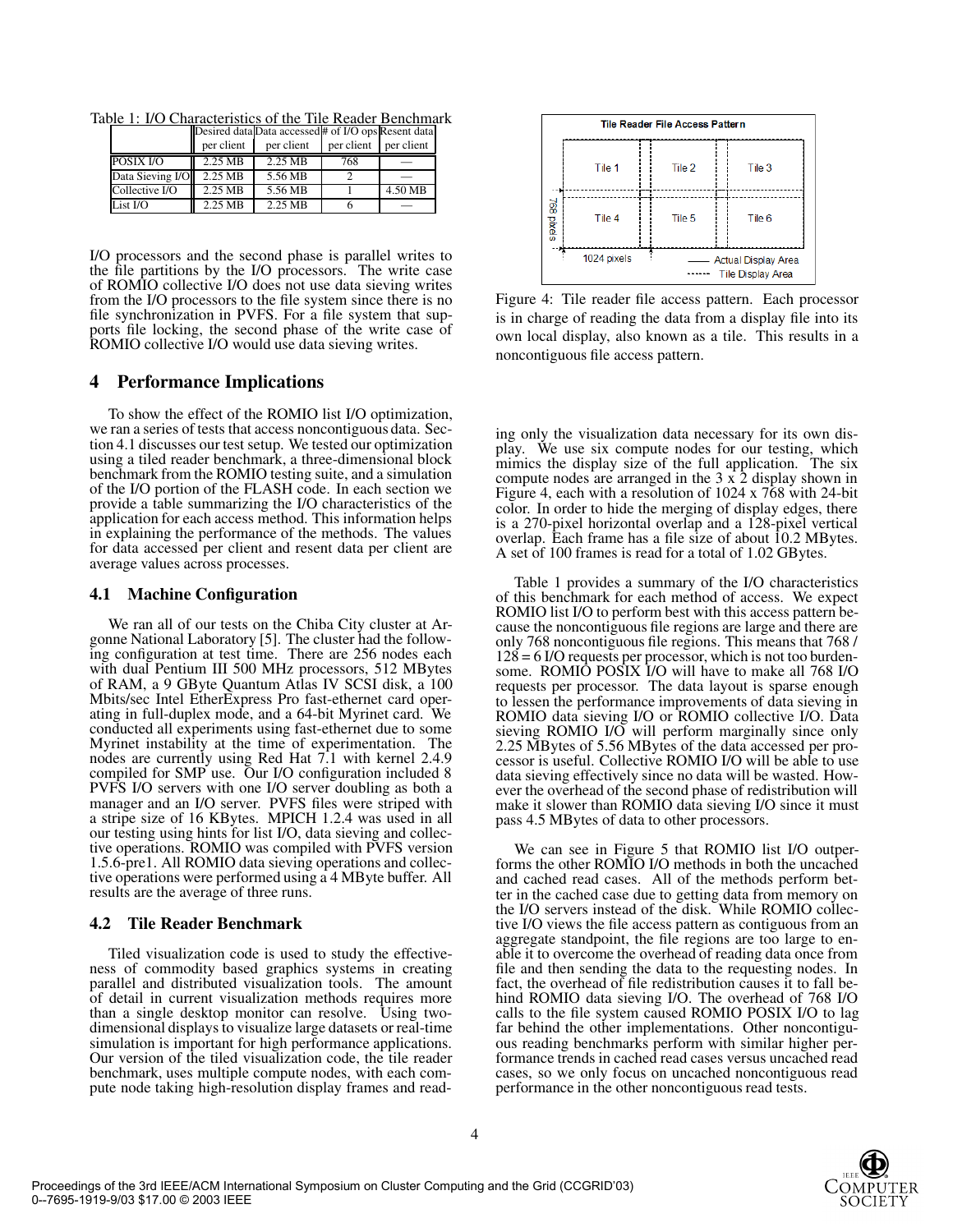Table 1: I/O Characteristics of the Tile Reader Benchmark

| | Desired data per client | Data accessed per client | # of I/O ops per client | Resent data per client |
|---|---|---|---|---|
| POSIX I/O | 2.25 MB | 2.25 MB | 768 | — |
| Data Sieving I/O | 2.25 MB | 5.56 MB | 2 | — |
| Collective I/O | 2.25 MB | 5.56 MB | 1 | 4.50 MB |
| List I/O | 2.25 MB | 2.25 MB | 6 | — |

I/O processors and the second phase is parallel writes to the file partitions by the I/O processors. The write case of ROMIO collective I/O does not use data sieving writes from the I/O processors to the file system since there is no file synchronization in PVFS. For a file system that supports file locking, the second phase of the write case of ROMIO collective I/O would use data sieving writes.

## 4 Performance Implications

To show the effect of the ROMIO list I/O optimization, we ran a series of tests that access noncontiguous data. Section 4.1 discusses our test setup. We tested our optimization using a tiled reader benchmark, a three-dimensional block benchmark from the ROMIO testing suite, and a simulation of the I/O portion of the FLASH code. In each section we provide a table summarizing the I/O characteristics of the application for each access method. This information helps in explaining the performance of the methods. The values for data accessed per client and resent data per client are average values across processes.

### 4.1 Machine Configuration

We ran all of our tests on the Chiba City cluster at Argonne National Laboratory [5]. The cluster had the following configuration at test time. There are 256 nodes each with dual Pentium III 500 MHz processors, 512 MBytes of RAM, a 9 GByte Quantum Atlas IV SCSI disk, a 100 Mbits/sec Intel EtherExpress Pro fast-ethernet card operating in full-duplex mode, and a 64-bit Myrinet card. We conducted all experiments using fast-ethernet due to some Myrinet instability at the time of experimentation. The nodes are currently using Red Hat 7.1 with kernel 2.4.9 compiled for SMP use. Our I/O configuration included 8 PVFS I/O servers with one I/O server doubling as both a manager and an I/O server. PVFS files were striped with a stripe size of 16 KBytes. MPICH 1.2.4 was used in all our testing using hints for list I/O, data sieving and collective operations. ROMIO was compiled with PVFS version 1.5.6-pre1. All ROMIO data sieving operations and collective operations were performed using a 4 MByte buffer. All results are the average of three runs.

### 4.2 Tile Reader Benchmark

Tiled visualization code is used to study the effectiveness of commodity based graphics systems in creating parallel and distributed visualization tools. The amount of detail in current visualization methods requires more than a single desktop monitor can resolve. Using two-dimensional displays to visualize large datasets or real-time simulation is important for high performance applications. Our version of the tiled visualization code, the tile reader benchmark, uses multiple compute nodes, with each compute node taking high-resolution display frames and reading only the visualization data necessary for its own display. We use six compute nodes for our testing, which mimics the display size of the full application. The six compute nodes are arranged in the 3 x 2 display shown in Figure 4, each with a resolution of 1024 x 768 with 24-bit color. In order to hide the merging of display edges, there is a 270-pixel horizontal overlap and a 128-pixel vertical overlap. Each frame has a file size of about 10.2 MBytes. A set of 100 frames is read for a total of 1.02 GBytes.

Figure 4: Tile reader file access pattern. Each processor is in charge of reading the data from a display file into its own local display, also known as a tile. This results in a noncontiguous file access pattern.

Table 1 provides a summary of the I/O characteristics of this benchmark for each method of access. We expect ROMIO list I/O to perform best with this access pattern because the noncontiguous file regions are large and there are only 768 noncontiguous file regions. This means that 768 / 128 = 6 I/O requests per processor, which is not too burdensome. ROMIO POSIX I/O will have to make all 768 I/O requests per processor. The data layout is sparse enough to lessen the performance improvements of data sieving in ROMIO data sieving I/O or ROMIO collective I/O. Data sieving ROMIO I/O will perform marginally since only 2.25 MBytes of 5.56 MBytes of the data accessed per processor is useful. Collective ROMIO I/O will be able to use data sieving effectively since no data will be wasted. However the overhead of the second phase of redistribution will make it slower than ROMIO data sieving I/O since it must pass 4.5 MBytes of data to other processors.

We can see in Figure 5 that ROMIO list I/O outperforms the other ROMIO I/O methods in both the uncached and cached read cases. All of the methods perform better in the cached case due to getting data from memory on the I/O servers instead of the disk. While ROMIO collective I/O views the file access pattern as contiguous from an aggregate standpoint, the file regions are too large to enable it to overcome the overhead of reading data once from file and then sending the data to the requesting nodes. In fact, the overhead of file redistribution causes it to fall behind ROMIO data sieving I/O. The overhead of 768 I/O calls to the file system caused ROMIO POSIX I/O to lag far behind the other implementations. Other noncontiguous reading benchmarks perform with similar higher performance trends in cached read cases versus uncached read cases, so we only focus on uncached noncontiguous read performance in the other noncontiguous read tests.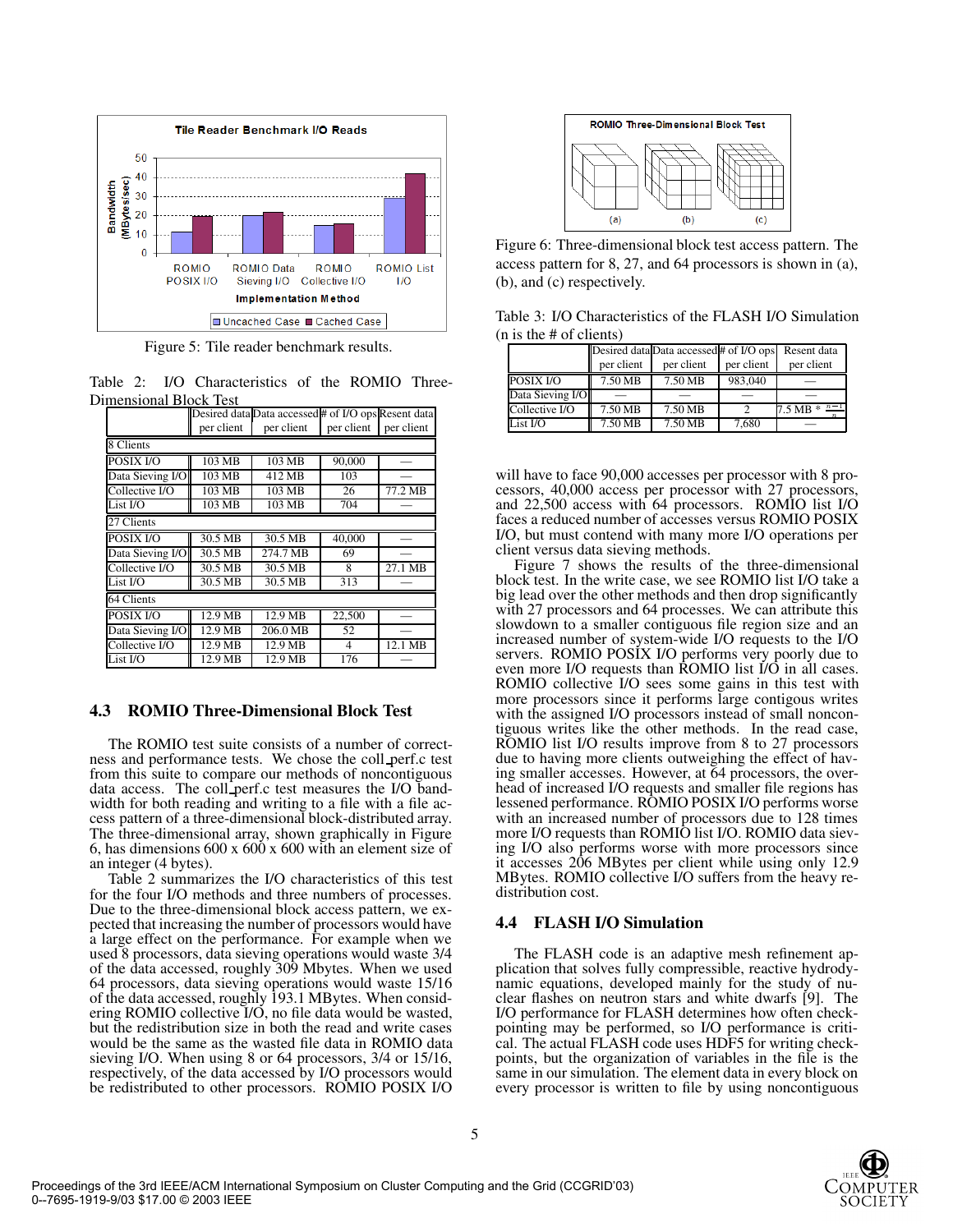Figure 5: Tile reader benchmark results.

Table 2: I/O Characteristics of the ROMIO Three-Dimensional Block Test

| | Desired data per client | Data accessed per client | # of I/O ops per client | Resent data per client |
|---|---|---|---|---|
| 8 Clients | | | | |
| POSIX I/O | 103 MB | 103 MB | 90,000 | — |
| Data Sieving I/O | 103 MB | 412 MB | 103 | — |
| Collective I/O | 103 MB | 103 MB | 26 | 77.2 MB |
| List I/O | 103 MB | 103 MB | 704 | — |
| 27 Clients | | | | |
| POSIX I/O | 30.5 MB | 30.5 MB | 40,000 | — |
| Data Sieving I/O | 30.5 MB | 274.7 MB | 69 | — |
| Collective I/O | 30.5 MB | 30.5 MB | 8 | 27.1 MB |
| List I/O | 30.5 MB | 30.5 MB | 313 | — |
| 64 Clients | | | | |
| POSIX I/O | 12.9 MB | 12.9 MB | 22,500 | — |
| Data Sieving I/O | 12.9 MB | 206.0 MB | 52 | — |
| Collective I/O | 12.9 MB | 12.9 MB | 4 | 12.1 MB |
| List I/O | 12.9 MB | 12.9 MB | 176 | — |

### 4.3 ROMIO Three-Dimensional Block Test

The ROMIO test suite consists of a number of correctness and performance tests. We chose the coll_perf.c test from this suite to compare our methods of noncontiguous data access. The coll_perf.c test measures the I/O bandwidth for both reading and writing to a file with a file access pattern of a three-dimensional block-distributed array. The three-dimensional array, shown graphically in Figure 6, has dimensions 600 x 600 x 600 with an element size of an integer (4 bytes).

Table 2 summarizes the I/O characteristics of this test for the four I/O methods and three numbers of processes. Due to the three-dimensional block access pattern, we expected that increasing the number of processors would have a large effect on the performance. For example when we used 8 processors, data sieving operations would waste 3/4 of the data accessed, roughly 309 Mbytes. When we used 64 processors, data sieving operations would waste 15/16 of the data accessed, roughly 193.1 MBytes. When considering ROMIO collective I/O, no file data would be wasted, but the redistribution size in both the read and write cases would be the same as the wasted file data in ROMIO data sieving I/O. When using 8 or 64 processors, 3/4 or 15/16, respectively, of the data accessed by I/O processors would be redistributed to other processors. ROMIO POSIX I/O will have to face 90,000 accesses per processor with 8 processors, 40,000 access per processor with 27 processors, and 22,500 access with 64 processors. ROMIO list I/O faces a reduced number of accesses versus ROMIO POSIX I/O, but must contend with many more I/O operations per client versus data sieving methods.

Figure 6: Three-dimensional block test access pattern. The access pattern for 8, 27, and 64 processors is shown in (a), (b), and (c) respectively.

Table 3: I/O Characteristics of the FLASH I/O Simulation (n is the # of clients)

| | Desired data per client | Data accessed per client | # of I/O ops per client | Resent data per client |
|---|---|---|---|---|
| POSIX I/O | 7.50 MB | 7.50 MB | 983,040 | — |
| Data Sieving I/O | — | — | — | — |
| Collective I/O | 7.50 MB | 7.50 MB | 2 | 7.5 MB * $\frac{n-1}{n}$ |
| List I/O | 7.50 MB | 7.50 MB | 7,680 | — |

Figure 7 shows the results of the three-dimensional block test. In the write case, we see ROMIO list I/O take a big lead over the other methods and then drop significantly with 27 processors and 64 processes. We can attribute this slowdown to a smaller contiguous file region size and an increased number of system-wide I/O requests to the I/O servers. ROMIO POSIX I/O performs very poorly due to even more I/O requests than ROMIO list I/O in all cases. ROMIO collective I/O sees some gains in this test with more processors since it performs large contigous writes with the assigned I/O processors instead of small noncontiguous writes like the other methods. In the read case, ROMIO list I/O results improve from 8 to 27 processors due to having more clients outweighing the effect of having smaller accesses. However, at 64 processors, the overhead of increased I/O requests and smaller file regions has lessened performance. ROMIO POSIX I/O performs worse with an increased number of processors due to 128 times more I/O requests than ROMIO list I/O. ROMIO data sieving I/O also performs worse with more processors since it accesses 206 MBytes per client while using only 12.9 MBytes. ROMIO collective I/O suffers from the heavy redistribution cost.

### 4.4 FLASH I/O Simulation

The FLASH code is an adaptive mesh refinement application that solves fully compressible, reactive hydrodynamic equations, developed mainly for the study of nuclear flashes on neutron stars and white dwarfs [9]. The I/O performance for FLASH determines how often checkpointing may be performed, so I/O performance is critical. The actual FLASH code uses HDF5 for writing checkpoints, but the organization of variables in the file is the same in our simulation. The element data in every block on every processor is written to file by using noncontiguous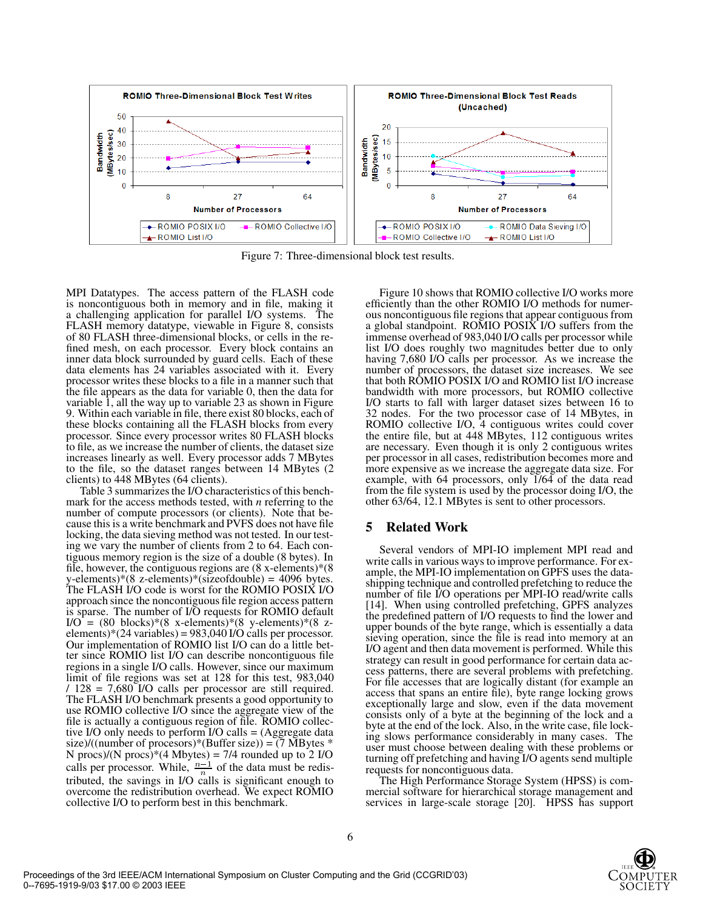Figure 7: Three-dimensional block test results.

MPI Datatypes. The access pattern of the FLASH code is noncontiguous both in memory and in file, making it a challenging application for parallel I/O systems. The FLASH memory datatype, viewable in Figure 8, consists of 80 FLASH three-dimensional blocks, or cells in the refined mesh, on each processor. Every block contains an inner data block surrounded by guard cells. Each of these data elements has 24 variables associated with it. Every processor writes these blocks to a file in a manner such that the file appears as the data for variable 0, then the data for variable 1, all the way up to variable 23 as shown in Figure 9. Within each variable in file, there exist 80 blocks, each of these blocks containing all the FLASH blocks from every processor. Since every processor writes 80 FLASH blocks to file, as we increase the number of clients, the dataset size increases linearly as well. Every processor adds 7 MBytes to the file, so the dataset ranges between 14 MBytes (2 clients) to 448 MBytes (64 clients).

Table 3 summarizes the I/O characteristics of this benchmark for the access methods tested, with $n$ referring to the number of compute processors (or clients). Note that because this is a write benchmark and PVFS does not have file locking, the data sieving method was not tested. In our testing we vary the number of clients from 2 to 64. Each contiguous memory region is the size of a double (8 bytes). In file, however, the contiguous regions are (8 x-elements)*(8 y-elements)*(8 z-elements)*(sizeofdouble) = 4096 bytes. The FLASH I/O code is worst for the ROMIO POSIX I/O approach since the noncontiguous file region access pattern is sparse. The number of I/O requests for ROMIO default I/O = (80 blocks)*(8 x-elements)*(8 y-elements)*(8 z-elements)*(24 variables) = 983,040 I/O calls per processor. Our implementation of ROMIO list I/O can do a little better since ROMIO list I/O can describe noncontiguous file regions in a single I/O calls. However, since our maximum limit of file regions was set at 128 for this test, 983,040 / 128 = 7,680 I/O calls per processor are still required. The FLASH I/O benchmark presents a good opportunity to use ROMIO collective I/O since the aggregate view of the file is actually a contiguous region of file. ROMIO collective I/O only needs to perform I/O calls = (Aggregate data size)/((number of procesors)*(Buffer size)) = (7 MBytes * N procs)/(N procs)*(4 Mbytes) = 7/4 rounded up to 2 I/O calls per processor. While, $\frac{n-1}{n}$ of the data must be redistributed, the savings in I/O calls is significant enough to overcome the redistribution overhead. We expect ROMIO collective I/O to perform best in this benchmark.

Figure 10 shows that ROMIO collective I/O works more efficiently than the other ROMIO I/O methods for numerous noncontiguous file regions that appear contiguous from a global standpoint. ROMIO POSIX I/O suffers from the immense overhead of 983,040 I/O calls per processor while list I/O does roughly two magnitudes better due to only having 7,680 I/O calls per processor. As we increase the number of processors, the dataset size increases. We see that both ROMIO POSIX I/O and ROMIO list I/O increase bandwidth with more processors, but ROMIO collective I/O starts to fall with larger dataset sizes between 16 to 32 nodes. For the two processor case of 14 MBytes, in ROMIO collective I/O, 4 contiguous writes could cover the entire file, but at 448 MBytes, 112 contiguous writes are necessary. Even though it is only 2 contiguous writes per processor in all cases, redistribution becomes more and more expensive as we increase the aggregate data size. For example, with 64 processors, only 1/64 of the data read from the file system is used by the processor doing I/O, the other 63/64, 12.1 MBytes is sent to other processors.

## 5 Related Work

Several vendors of MPI-IO implement MPI read and write calls in various ways to improve performance. For example, the MPI-IO implementation on GPFS uses the data-shipping technique and controlled prefetching to reduce the number of file I/O operations per MPI-IO read/write calls [14]. When using controlled prefetching, GPFS analyzes the predefined pattern of I/O requests to find the lower and upper bounds of the byte range, which is essentially a data sieving operation, since the file is read into memory at an I/O agent and then data movement is performed. While this strategy can result in good performance for certain data access patterns, there are several problems with prefetching. For file accesses that are logically distant (for example an access that spans an entire file), byte range locking grows exceptionally large and slow, even if the data movement consists only of a byte at the beginning of the lock and a byte at the end of the lock. Also, in the write case, file locking slows performance considerably in many cases. The user must choose between dealing with these problems or turning off prefetching and having I/O agents send multiple requests for noncontiguous data.

The High Performance Storage System (HPSS) is commercial software for hierarchical storage management and services in large-scale storage [20]. HPSS has support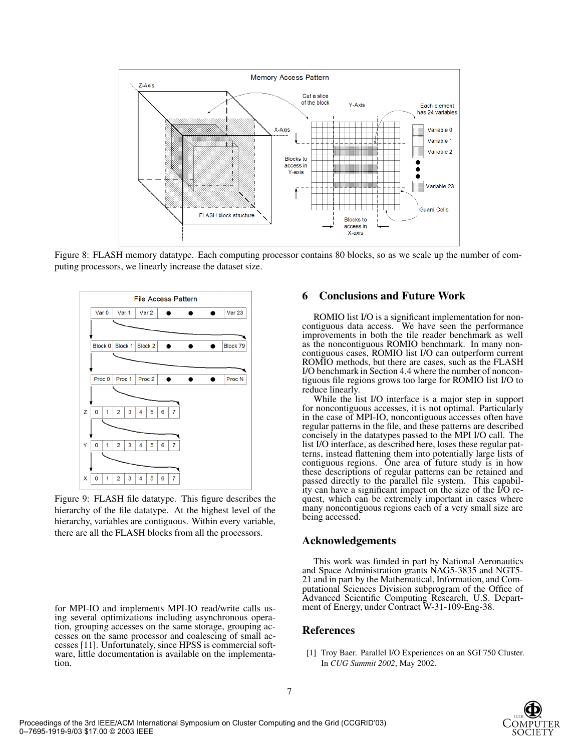Figure 8: FLASH memory datatype. Each computing processor contains 80 blocks, so as we scale up the number of computing processors, we linearly increase the dataset size.

Figure 9: FLASH file datatype. This figure describes the hierarchy of the file datatype. At the highest level of the hierarchy, variables are contiguous. Within every variable, there are all the FLASH blocks from all the processors.

for MPI-IO and implements MPI-IO read/write calls using several optimizations including asynchronous operation, grouping accesses on the same storage, grouping accesses on the same processor and coalescing of small accesses [11]. Unfortunately, since HPSS is commercial software, little documentation is available on the implementation.

## 6 Conclusions and Future Work

ROMIO list I/O is a significant implementation for noncontiguous data access. We have seen the performance improvements in both the tile reader benchmark as well as the noncontiguous ROMIO benchmark. In many noncontiguous cases, ROMIO list I/O can outperform current ROMIO methods, but there are cases, such as the FLASH I/O benchmark in Section 4.4 where the number of noncontiguous file regions grows too large for ROMIO list I/O to reduce linearly.

While the list I/O interface is a major step in support for noncontiguous accesses, it is not optimal. Particularly in the case of MPI-IO, noncontiguous accesses often have regular patterns in the file, and these patterns are described concisely in the datatypes passed to the MPI I/O call. The list I/O interface, as described here, loses these regular patterns, instead flattening them into potentially large lists of contiguous regions. One area of future study is in how these descriptions of regular patterns can be retained and passed directly to the parallel file system. This capability can have a significant impact on the size of the I/O request, which can be extremely important in cases where many noncontiguous regions each of a very small size are being accessed.

## Acknowledgements

This work was funded in part by National Aeronautics and Space Administration grants NAG5-3835 and NGT5-21 and in part by the Mathematical, Information, and Computational Sciences Division subprogram of the Office of Advanced Scientific Computing Research, U.S. Department of Energy, under Contract W-31-109-Eng-38.

## References

[1] Troy Baer. Parallel I/O Experiences on an SGI 750 Cluster. In *CUG Summit 2002*, May 2002.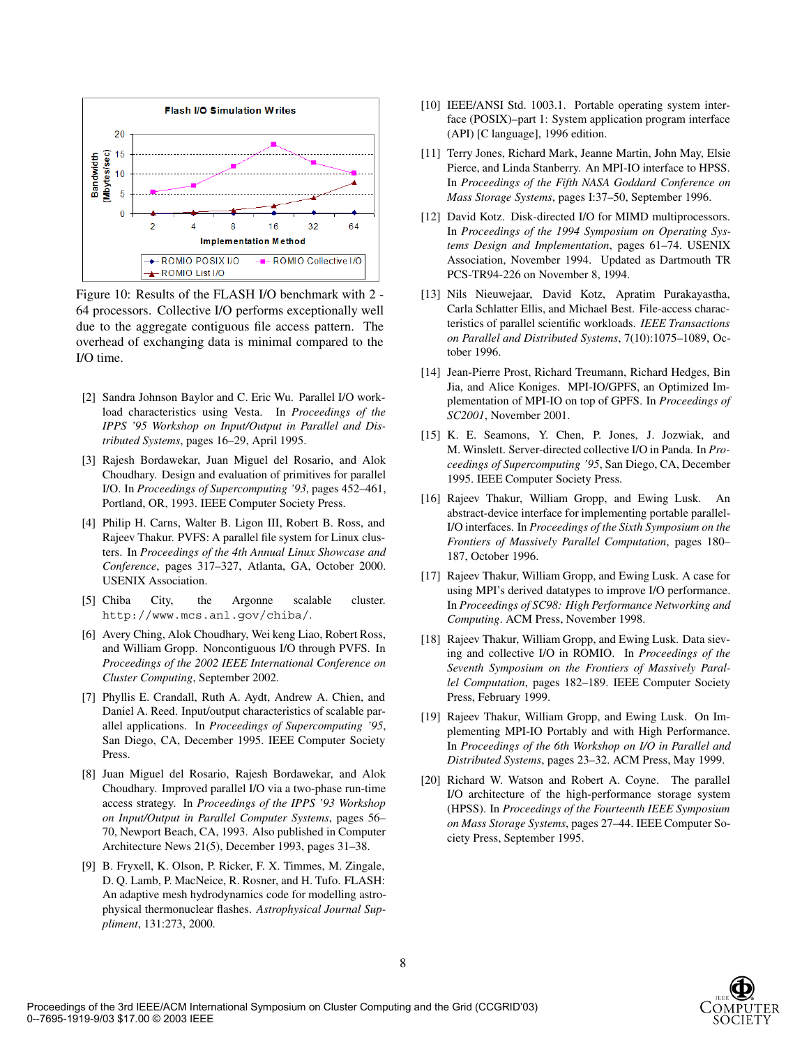Flash I/O Simulation Writes

Bandwidth (Mbytes/sec)

20
15
10
5
0

2
4
8
16
32
64

Implementation Method

ROMIO POSIX I/O
ROMIO Collective I/O
ROMIO List I/O

Figure 10: Results of the FLASH I/O benchmark with 2 - 64 processors. Collective I/O performs exceptionally well due to the aggregate contiguous file access pattern. The overhead of exchanging data is minimal compared to the I/O time.

[2] Sandra Johnson Baylor and C. Eric Wu. Parallel I/O workload characteristics using Vesta. In *Proceedings of the IPPS '95 Workshop on Input/Output in Parallel and Distributed Systems*, pages 16–29, April 1995.

[3] Rajesh Bordawekar, Juan Miguel del Rosario, and Alok Choudhary. Design and evaluation of primitives for parallel I/O. In *Proceedings of Supercomputing '93*, pages 452–461, Portland, OR, 1993. IEEE Computer Society Press.

[4] Philip H. Carns, Walter B. Ligon III, Robert B. Ross, and Rajeev Thakur. PVFS: A parallel file system for Linux clusters. In *Proceedings of the 4th Annual Linux Showcase and Conference*, pages 317–327, Atlanta, GA, October 2000. USENIX Association.

[5] Chiba City, the Argonne scalable cluster. `http://www.mcs.anl.gov/chiba/`.

[6] Avery Ching, Alok Choudhary, Wei keng Liao, Robert Ross, and William Gropp. Noncontiguous I/O through PVFS. In *Proceedings of the 2002 IEEE International Conference on Cluster Computing*, September 2002.

[7] Phyllis E. Crandall, Ruth A. Aydt, Andrew A. Chien, and Daniel A. Reed. Input/output characteristics of scalable parallel applications. In *Proceedings of Supercomputing '95*, San Diego, CA, December 1995. IEEE Computer Society Press.

[8] Juan Miguel del Rosario, Rajesh Bordawekar, and Alok Choudhary. Improved parallel I/O via a two-phase run-time access strategy. In *Proceedings of the IPPS '93 Workshop on Input/Output in Parallel Computer Systems*, pages 56–70, Newport Beach, CA, 1993. Also published in Computer Architecture News 21(5), December 1993, pages 31–38.

[9] B. Fryxell, K. Olson, P. Ricker, F. X. Timmes, M. Zingale, D. Q. Lamb, P. MacNeice, R. Rosner, and H. Tufo. FLASH: An adaptive mesh hydrodynamics code for modelling astrophysical thermonuclear flashes. *Astrophysical Journal Suppliment*, 131:273, 2000.

[10] IEEE/ANSI Std. 1003.1. Portable operating system interface (POSIX)–part 1: System application program interface (API) [C language], 1996 edition.

[11] Terry Jones, Richard Mark, Jeanne Martin, John May, Elsie Pierce, and Linda Stanberry. An MPI-IO interface to HPSS. In *Proceedings of the Fifth NASA Goddard Conference on Mass Storage Systems*, pages I:37–50, September 1996.

[12] David Kotz. Disk-directed I/O for MIMD multiprocessors. In *Proceedings of the 1994 Symposium on Operating Systems Design and Implementation*, pages 61–74. USENIX Association, November 1994. Updated as Dartmouth TR PCS-TR94-226 on November 8, 1994.

[13] Nils Nieuwejaar, David Kotz, Apratim Purakayastha, Carla Schlatter Ellis, and Michael Best. File-access characteristics of parallel scientific workloads. *IEEE Transactions on Parallel and Distributed Systems*, 7(10):1075–1089, October 1996.

[14] Jean-Pierre Prost, Richard Treumann, Richard Hedges, Bin Jia, and Alice Koniges. MPI-IO/GPFS, an Optimized Implementation of MPI-IO on top of GPFS. In *Proceedings of SC2001*, November 2001.

[15] K. E. Seamons, Y. Chen, P. Jones, J. Jozwiak, and M. Winslett. Server-directed collective I/O in Panda. In *Proceedings of Supercomputing '95*, San Diego, CA, December 1995. IEEE Computer Society Press.

[16] Rajeev Thakur, William Gropp, and Ewing Lusk. An abstract-device interface for implementing portable parallel-I/O interfaces. In *Proceedings of the Sixth Symposium on the Frontiers of Massively Parallel Computation*, pages 180–187, October 1996.

[17] Rajeev Thakur, William Gropp, and Ewing Lusk. A case for using MPI's derived datatypes to improve I/O performance. In *Proceedings of SC98: High Performance Networking and Computing*. ACM Press, November 1998.

[18] Rajeev Thakur, William Gropp, and Ewing Lusk. Data sieving and collective I/O in ROMIO. In *Proceedings of the Seventh Symposium on the Frontiers of Massively Parallel Computation*, pages 182–189. IEEE Computer Society Press, February 1999.

[19] Rajeev Thakur, William Gropp, and Ewing Lusk. On Implementing MPI-IO Portably and with High Performance. In *Proceedings of the 6th Workshop on I/O in Parallel and Distributed Systems*, pages 23–32. ACM Press, May 1999.

[20] Richard W. Watson and Robert A. Coyne. The parallel I/O architecture of the high-performance storage system (HPSS). In *Proceedings of the Fourteenth IEEE Symposium on Mass Storage Systems*, pages 27–44. IEEE Computer Society Press, September 1995.